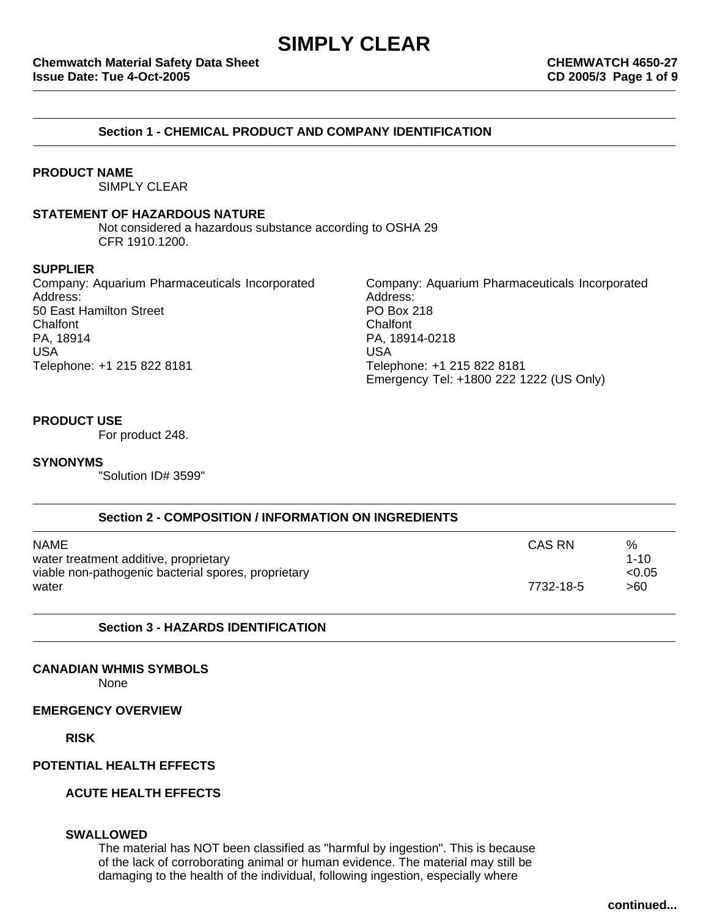# SIMPLY CLEAR

**Chemwatch Material Safety Data Sheet**
**Issue Date: Tue 4-Oct-2005**

**CHEMWATCH 4650-27**
**CD 2005/3**

## Section 1 - CHEMICAL PRODUCT AND COMPANY IDENTIFICATION

**PRODUCT NAME**

SIMPLY CLEAR

**STATEMENT OF HAZARDOUS NATURE**

Not considered a hazardous substance according to OSHA 29 CFR 1910.1200.

**SUPPLIER**

Company: Aquarium Pharmaceuticals Incorporated
Address:
50 East Hamilton Street
Chalfont
PA, 18914
USA
Telephone: +1 215 822 8181

Company: Aquarium Pharmaceuticals Incorporated
Address:
PO Box 218
Chalfont
PA, 18914-0218
USA
Telephone: +1 215 822 8181
Emergency Tel: +1800 222 1222 (US Only)

**PRODUCT USE**

For product 248.

**SYNONYMS**

"Solution ID# 3599"

## Section 2 - COMPOSITION / INFORMATION ON INGREDIENTS

| NAME | CAS RN | % |
| --- | --- | --- |
| water treatment additive, proprietary | | 1-10 |
| viable non-pathogenic bacterial spores, proprietary | | <0.05 |
| water | 7732-18-5 | >60 |

## Section 3 - HAZARDS IDENTIFICATION

**CANADIAN WHMIS SYMBOLS**

None

**EMERGENCY OVERVIEW**

**RISK**

**POTENTIAL HEALTH EFFECTS**

**ACUTE HEALTH EFFECTS**

**SWALLOWED**

The material has NOT been classified as "harmful by ingestion". This is because of the lack of corroborating animal or human evidence. The material may still be damaging to the health of the individual, following ingestion, especially where

continued...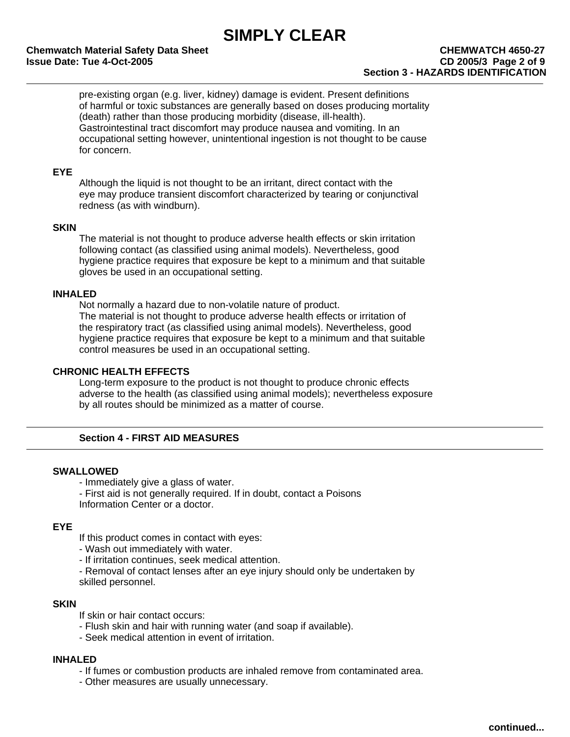pre-existing organ (e.g. liver, kidney) damage is evident. Present definitions of harmful or toxic substances are generally based on doses producing mortality (death) rather than those producing morbidity (disease, ill-health). Gastrointestinal tract discomfort may produce nausea and vomiting. In an occupational setting however, unintentional ingestion is not thought to be cause for concern.

**EYE**

Although the liquid is not thought to be an irritant, direct contact with the eye may produce transient discomfort characterized by tearing or conjunctival redness (as with windburn).

**SKIN**

The material is not thought to produce adverse health effects or skin irritation following contact (as classified using animal models). Nevertheless, good hygiene practice requires that exposure be kept to a minimum and that suitable gloves be used in an occupational setting.

**INHALED**

Not normally a hazard due to non-volatile nature of product.
The material is not thought to produce adverse health effects or irritation of the respiratory tract (as classified using animal models). Nevertheless, good hygiene practice requires that exposure be kept to a minimum and that suitable control measures be used in an occupational setting.

**CHRONIC HEALTH EFFECTS**

Long-term exposure to the product is not thought to produce chronic effects adverse to the health (as classified using animal models); nevertheless exposure by all routes should be minimized as a matter of course.

## Section 4 - FIRST AID MEASURES

**SWALLOWED**

- Immediately give a glass of water.
- First aid is not generally required. If in doubt, contact a Poisons Information Center or a doctor.

**EYE**

If this product comes in contact with eyes:
- Wash out immediately with water.
- If irritation continues, seek medical attention.
- Removal of contact lenses after an eye injury should only be undertaken by skilled personnel.

**SKIN**

If skin or hair contact occurs:
- Flush skin and hair with running water (and soap if available).
- Seek medical attention in event of irritation.

**INHALED**

- If fumes or combustion products are inhaled remove from contaminated area.
- Other measures are usually unnecessary.

continued...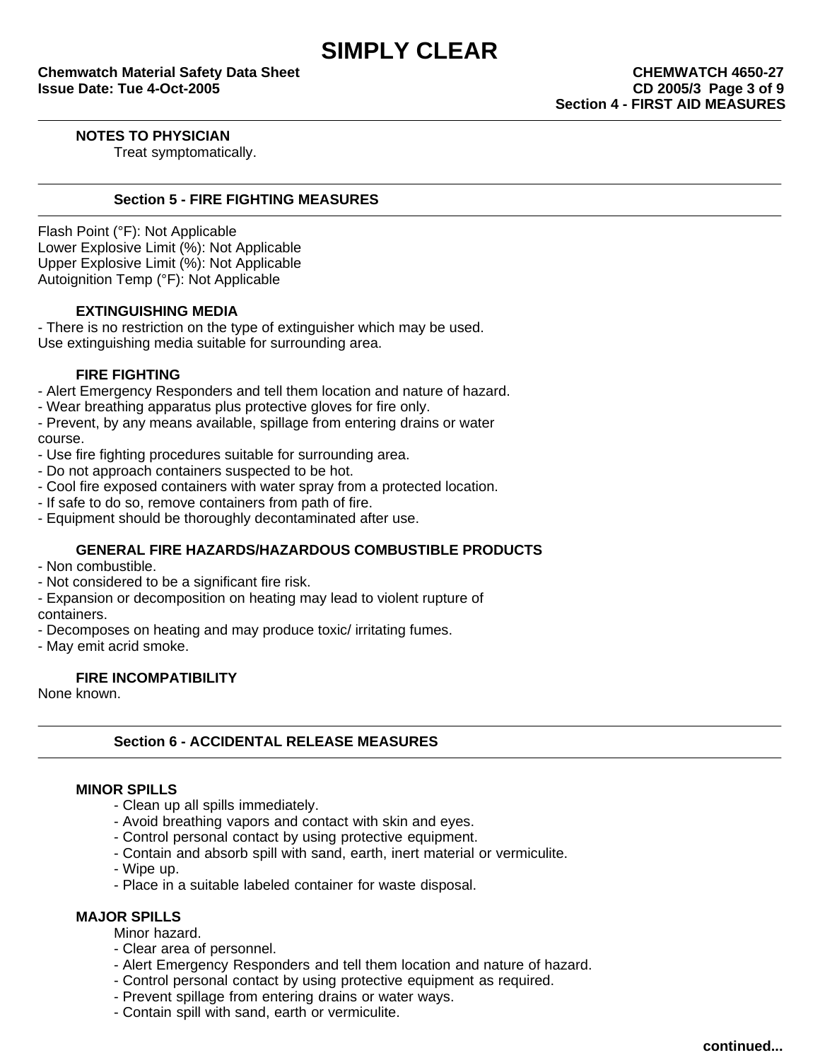### NOTES TO PHYSICIAN

Treat symptomatically.

## Section 5 - FIRE FIGHTING MEASURES

Flash Point (°F): Not Applicable
Lower Explosive Limit (%): Not Applicable
Upper Explosive Limit (%): Not Applicable
Autoignition Temp (°F): Not Applicable

### EXTINGUISHING MEDIA

- There is no restriction on the type of extinguisher which may be used.

Use extinguishing media suitable for surrounding area.

### FIRE FIGHTING

- Alert Emergency Responders and tell them location and nature of hazard.
- Wear breathing apparatus plus protective gloves for fire only.
- Prevent, by any means available, spillage from entering drains or water course.
- Use fire fighting procedures suitable for surrounding area.
- Do not approach containers suspected to be hot.
- Cool fire exposed containers with water spray from a protected location.
- If safe to do so, remove containers from path of fire.
- Equipment should be thoroughly decontaminated after use.

### GENERAL FIRE HAZARDS/HAZARDOUS COMBUSTIBLE PRODUCTS

- Non combustible.
- Not considered to be a significant fire risk.
- Expansion or decomposition on heating may lead to violent rupture of containers.
- Decomposes on heating and may produce toxic/ irritating fumes.
- May emit acrid smoke.

### FIRE INCOMPATIBILITY

None known.

## Section 6 - ACCIDENTAL RELEASE MEASURES

### MINOR SPILLS

- Clean up all spills immediately.
- Avoid breathing vapors and contact with skin and eyes.
- Control personal contact by using protective equipment.
- Contain and absorb spill with sand, earth, inert material or vermiculite.
- Wipe up.
- Place in a suitable labeled container for waste disposal.

### MAJOR SPILLS

Minor hazard.

- Clear area of personnel.
- Alert Emergency Responders and tell them location and nature of hazard.
- Control personal contact by using protective equipment as required.
- Prevent spillage from entering drains or water ways.
- Contain spill with sand, earth or vermiculite.

continued...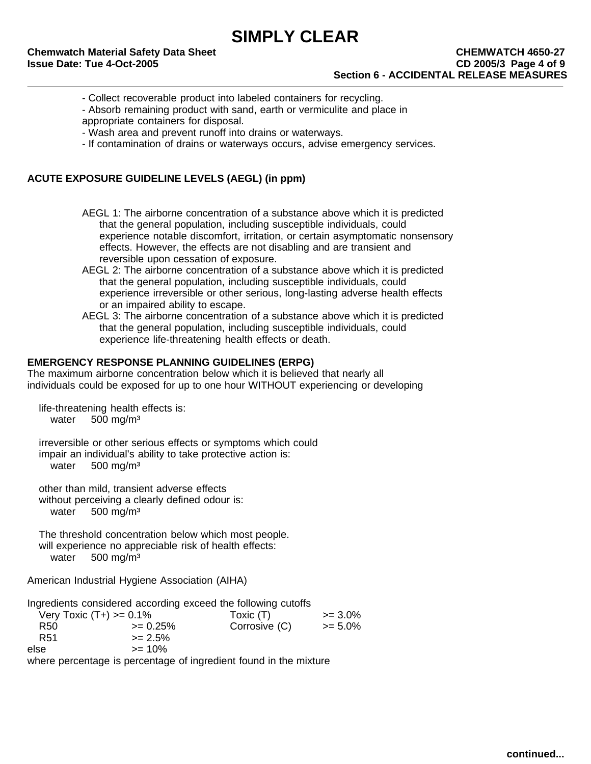- Collect recoverable product into labeled containers for recycling.
- Absorb remaining product with sand, earth or vermiculite and place in appropriate containers for disposal.
- Wash area and prevent runoff into drains or waterways.
- If contamination of drains or waterways occurs, advise emergency services.

**ACUTE EXPOSURE GUIDELINE LEVELS (AEGL) (in ppm)**

AEGL 1: The airborne concentration of a substance above which it is predicted that the general population, including susceptible individuals, could experience notable discomfort, irritation, or certain asymptomatic nonsensory effects. However, the effects are not disabling and are transient and reversible upon cessation of exposure.
AEGL 2: The airborne concentration of a substance above which it is predicted that the general population, including susceptible individuals, could experience irreversible or other serious, long-lasting adverse health effects or an impaired ability to escape.
AEGL 3: The airborne concentration of a substance above which it is predicted that the general population, including susceptible individuals, could experience life-threatening health effects or death.

**EMERGENCY RESPONSE PLANNING GUIDELINES (ERPG)**
The maximum airborne concentration below which it is believed that nearly all individuals could be exposed for up to one hour WITHOUT experiencing or developing

life-threatening health effects is:
water 500 mg/m³

irreversible or other serious effects or symptoms which could impair an individual's ability to take protective action is:
water 500 mg/m³

other than mild, transient adverse effects without perceiving a clearly defined odour is:
water 500 mg/m³

The threshold concentration below which most people. will experience no appreciable risk of health effects:
water 500 mg/m³

American Industrial Hygiene Association (AIHA)

Ingredients considered according exceed the following cutoffs

| | | | |
|---|---|---|---|
| Very Toxic (T+) | >= 0.1% | Toxic (T) | >= 3.0% |
| R50 | >= 0.25% | Corrosive (C) | >= 5.0% |
| R51 | >= 2.5% | | |
| else | >= 10% | | |

where percentage is percentage of ingredient found in the mixture

continued...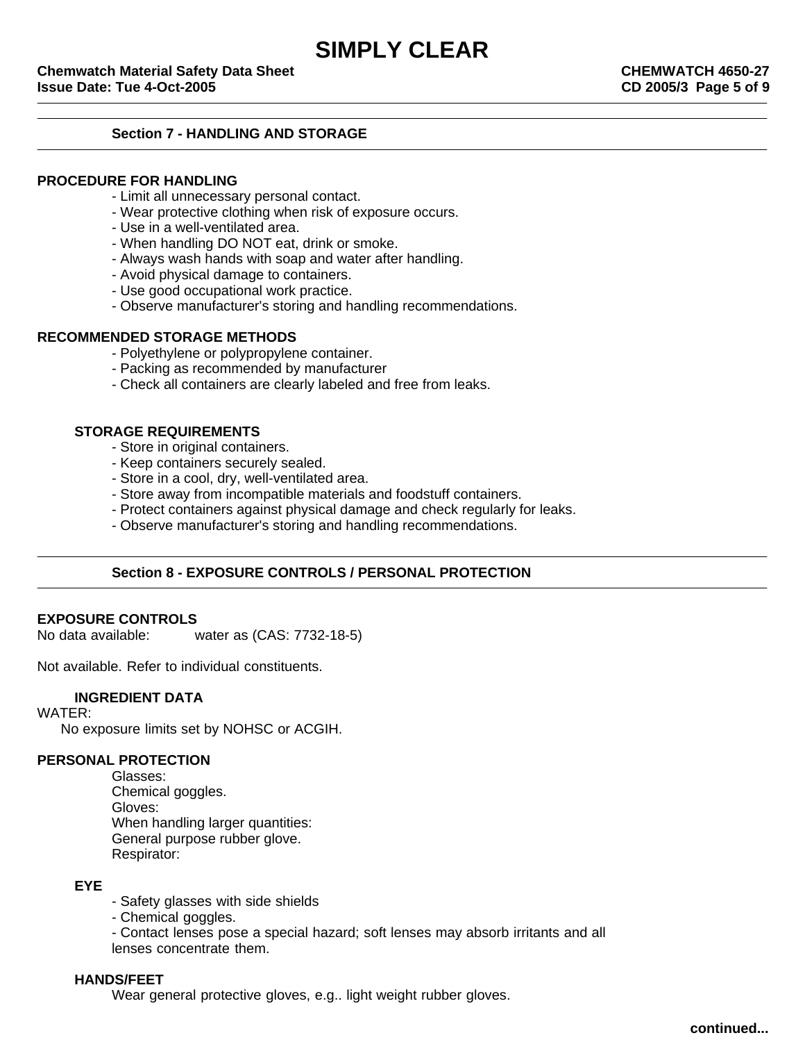## Section 7 - HANDLING AND STORAGE

**PROCEDURE FOR HANDLING**

- Limit all unnecessary personal contact.
- Wear protective clothing when risk of exposure occurs.
- Use in a well-ventilated area.
- When handling DO NOT eat, drink or smoke.
- Always wash hands with soap and water after handling.
- Avoid physical damage to containers.
- Use good occupational work practice.
- Observe manufacturer's storing and handling recommendations.

**RECOMMENDED STORAGE METHODS**

- Polyethylene or polypropylene container.
- Packing as recommended by manufacturer
- Check all containers are clearly labeled and free from leaks.

**STORAGE REQUIREMENTS**

- Store in original containers.
- Keep containers securely sealed.
- Store in a cool, dry, well-ventilated area.
- Store away from incompatible materials and foodstuff containers.
- Protect containers against physical damage and check regularly for leaks.
- Observe manufacturer's storing and handling recommendations.

## Section 8 - EXPOSURE CONTROLS / PERSONAL PROTECTION

**EXPOSURE CONTROLS**

No data available: water as (CAS: 7732-18-5)

Not available. Refer to individual constituents.

**INGREDIENT DATA**

WATER:

No exposure limits set by NOHSC or ACGIH.

**PERSONAL PROTECTION**

Glasses:
Chemical goggles.
Gloves:
When handling larger quantities:
General purpose rubber glove.
Respirator:

**EYE**

- Safety glasses with side shields
- Chemical goggles.
- Contact lenses pose a special hazard; soft lenses may absorb irritants and all lenses concentrate them.

**HANDS/FEET**

Wear general protective gloves, e.g.. light weight rubber gloves.

continued...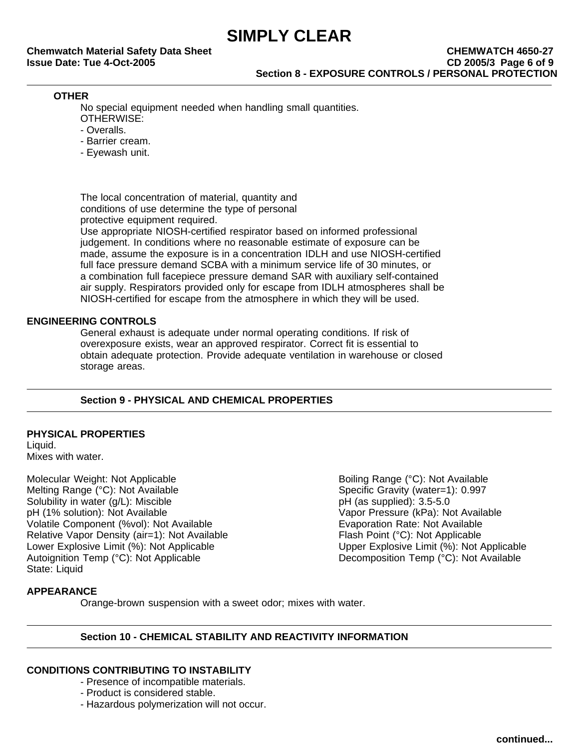### OTHER

No special equipment needed when handling small quantities.
OTHERWISE:

- Overalls.
- Barrier cream.
- Eyewash unit.

The local concentration of material, quantity and conditions of use determine the type of personal protective equipment required.
Use appropriate NIOSH-certified respirator based on informed professional judgement. In conditions where no reasonable estimate of exposure can be made, assume the exposure is in a concentration IDLH and use NIOSH-certified full face pressure demand SCBA with a minimum service life of 30 minutes, or a combination full facepiece pressure demand SAR with auxiliary self-contained air supply. Respirators provided only for escape from IDLH atmospheres shall be NIOSH-certified for escape from the atmosphere in which they will be used.

### ENGINEERING CONTROLS

General exhaust is adequate under normal operating conditions. If risk of overexposure exists, wear an approved respirator. Correct fit is essential to obtain adequate protection. Provide adequate ventilation in warehouse or closed storage areas.

## Section 9 - PHYSICAL AND CHEMICAL PROPERTIES

### PHYSICAL PROPERTIES

Liquid.
Mixes with water.

Molecular Weight: Not Applicable
Melting Range (°C): Not Available
Solubility in water (g/L): Miscible
pH (1% solution): Not Available
Volatile Component (%vol): Not Available
Relative Vapor Density (air=1): Not Available
Lower Explosive Limit (%): Not Applicable
Autoignition Temp (°C): Not Applicable
State: Liquid

Boiling Range (°C): Not Available
Specific Gravity (water=1): 0.997
pH (as supplied): 3.5-5.0
Vapor Pressure (kPa): Not Available
Evaporation Rate: Not Available
Flash Point (°C): Not Applicable
Upper Explosive Limit (%): Not Applicable
Decomposition Temp (°C): Not Available

### APPEARANCE

Orange-brown suspension with a sweet odor; mixes with water.

## Section 10 - CHEMICAL STABILITY AND REACTIVITY INFORMATION

### CONDITIONS CONTRIBUTING TO INSTABILITY

- Presence of incompatible materials.
- Product is considered stable.
- Hazardous polymerization will not occur.

continued...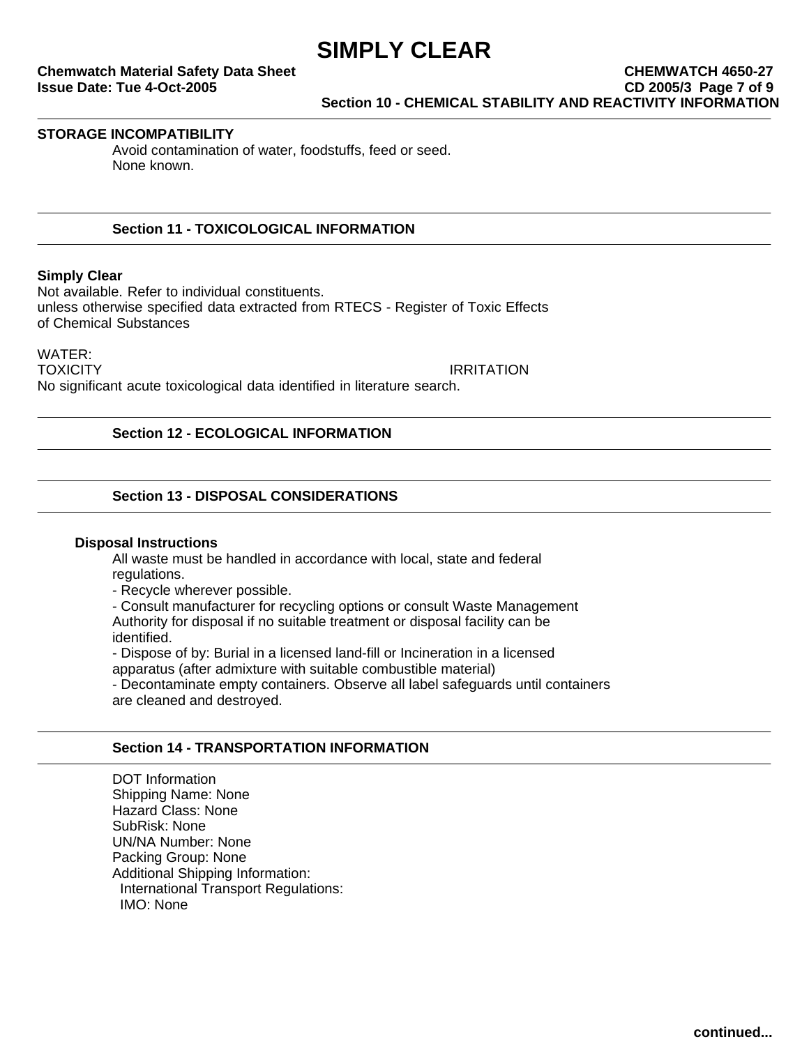## Section 10 - CHEMICAL STABILITY AND REACTIVITY INFORMATION

**STORAGE INCOMPATIBILITY**

Avoid contamination of water, foodstuffs, feed or seed.
None known.

## Section 11 - TOXICOLOGICAL INFORMATION

**Simply Clear**

Not available. Refer to individual constituents.
unless otherwise specified data extracted from RTECS - Register of Toxic Effects of Chemical Substances

WATER:

| TOXICITY | IRRITATION |
|---|---|

No significant acute toxicological data identified in literature search.

## Section 12 - ECOLOGICAL INFORMATION

## Section 13 - DISPOSAL CONSIDERATIONS

**Disposal Instructions**

All waste must be handled in accordance with local, state and federal regulations.

- Recycle wherever possible.
- Consult manufacturer for recycling options or consult Waste Management Authority for disposal if no suitable treatment or disposal facility can be identified.
- Dispose of by: Burial in a licensed land-fill or Incineration in a licensed apparatus (after admixture with suitable combustible material)
- Decontaminate empty containers. Observe all label safeguards until containers are cleaned and destroyed.

## Section 14 - TRANSPORTATION INFORMATION

DOT Information
Shipping Name: None
Hazard Class: None
SubRisk: None
UN/NA Number: None
Packing Group: None
Additional Shipping Information:
International Transport Regulations:
IMO: None

continued...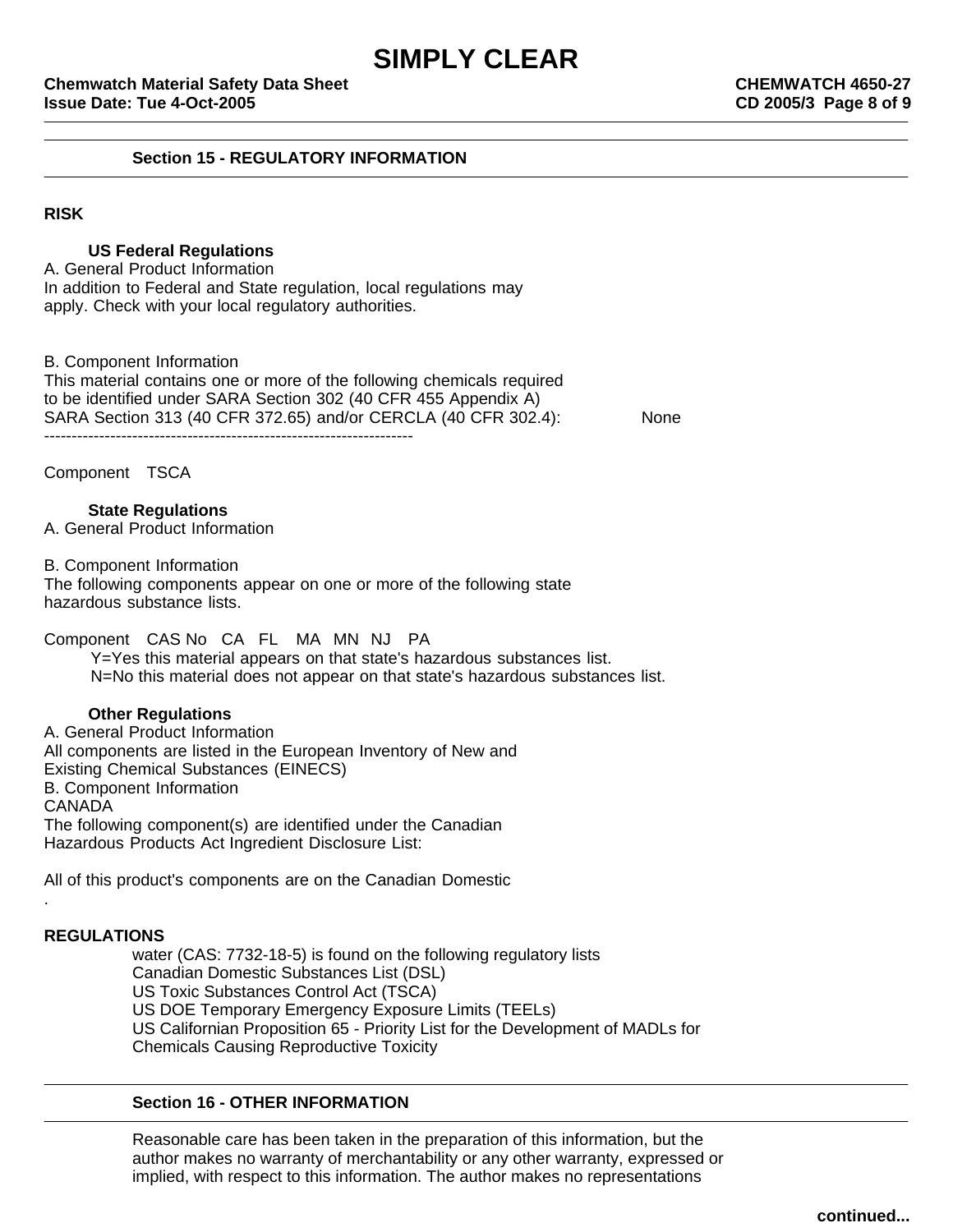## Section 15 - REGULATORY INFORMATION

**RISK**

**US Federal Regulations**

A. General Product Information
In addition to Federal and State regulation, local regulations may apply. Check with your local regulatory authorities.

B. Component Information
This material contains one or more of the following chemicals required to be identified under SARA Section 302 (40 CFR 455 Appendix A) SARA Section 313 (40 CFR 372.65) and/or CERCLA (40 CFR 302.4): None

--------------------------------------------------------------------

Component TSCA

**State Regulations**

A. General Product Information

B. Component Information
The following components appear on one or more of the following state hazardous substance lists.

Component CAS No CA FL MA MN NJ PA

Y=Yes this material appears on that state's hazardous substances list.
N=No this material does not appear on that state's hazardous substances list.

**Other Regulations**

A. General Product Information
All components are listed in the European Inventory of New and Existing Chemical Substances (EINECS)
B. Component Information
CANADA
The following component(s) are identified under the Canadian Hazardous Products Act Ingredient Disclosure List:

All of this product's components are on the Canadian Domestic
.

**REGULATIONS**

water (CAS: 7732-18-5) is found on the following regulatory lists
Canadian Domestic Substances List (DSL)
US Toxic Substances Control Act (TSCA)
US DOE Temporary Emergency Exposure Limits (TEELs)
US Californian Proposition 65 - Priority List for the Development of MADLs for Chemicals Causing Reproductive Toxicity

## Section 16 - OTHER INFORMATION

Reasonable care has been taken in the preparation of this information, but the author makes no warranty of merchantability or any other warranty, expressed or implied, with respect to this information. The author makes no representations

continued...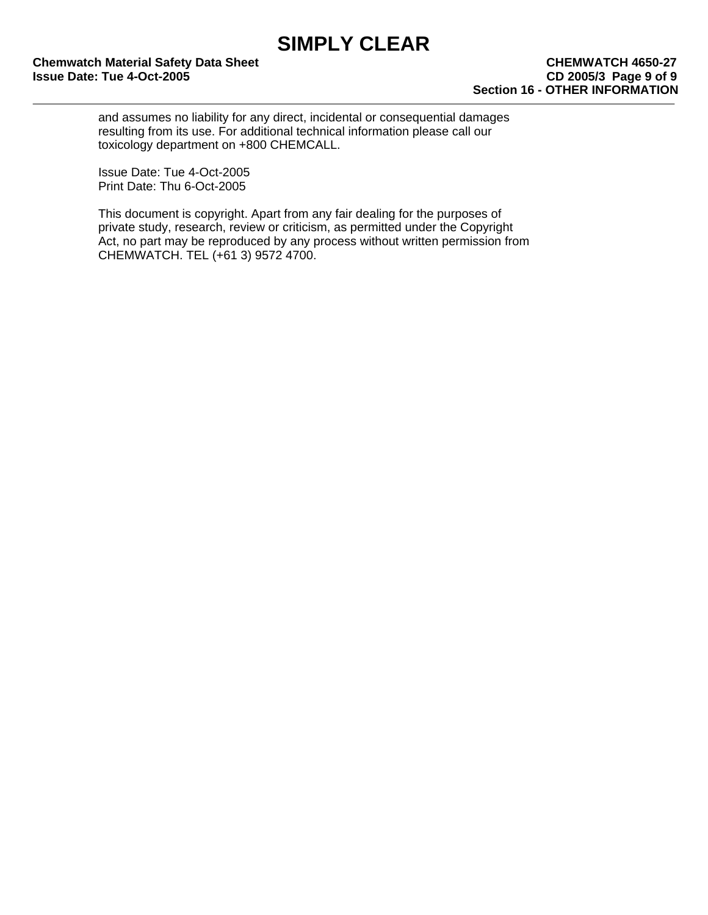and assumes no liability for any direct, incidental or consequential damages resulting from its use. For additional technical information please call our toxicology department on +800 CHEMCALL.

Issue Date: Tue 4-Oct-2005
Print Date: Thu 6-Oct-2005

This document is copyright. Apart from any fair dealing for the purposes of private study, research, review or criticism, as permitted under the Copyright Act, no part may be reproduced by any process without written permission from CHEMWATCH. TEL (+61 3) 9572 4700.